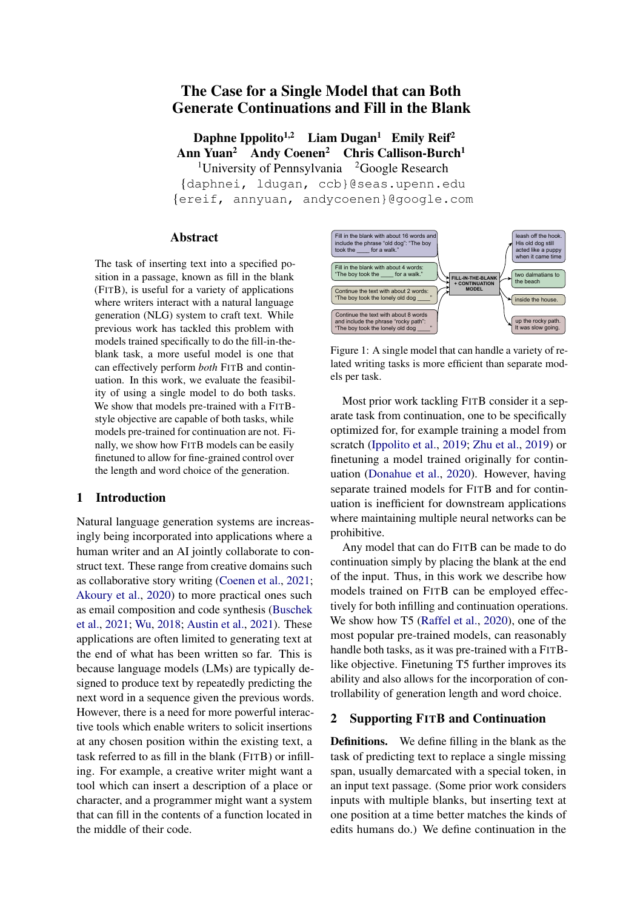# The Case for a Single Model that can Both Generate Continuations and Fill in the Blank

**Daphne Ippolito[1,2] Liam Dugan[1] Emily Reif[2]**
**Ann Yuan[2] Andy Coenen[2] Chris Callison-Burch[1]**

[1]University of Pennsylvania [2]Google Research

{daphnei, ldugan, ccb}@seas.upenn.edu
{ereif, annyuan, andycoenen}@google.com

## Abstract

The task of inserting text into a specified position in a passage, known as fill in the blank (FITB), is useful for a variety of applications where writers interact with a natural language generation (NLG) system to craft text. While previous work has tackled this problem with models trained specifically to do the fill-in-the-blank task, a more useful model is one that can effectively perform *both* FITB and continuation. In this work, we evaluate the feasibility of using a single model to do both tasks. We show that models pre-trained with a FITB-style objective are capable of both tasks, while models pre-trained for continuation are not. Finally, we show how FITB models can be easily finetuned to allow for fine-grained control over the length and word choice of the generation.

## 1 Introduction

Natural language generation systems are increasingly being incorporated into applications where a human writer and an AI jointly collaborate to construct text. These range from creative domains such as collaborative story writing (Coenen et al., 2021; Akoury et al., 2020) to more practical ones such as email composition and code synthesis (Buschek et al., 2021; Wu, 2018; Austin et al., 2021). These applications are often limited to generating text at the end of what has been written so far. This is because language models (LMs) are typically designed to produce text by repeatedly predicting the next word in a sequence given the previous words. However, there is a need for more powerful interactive tools which enable writers to solicit insertions at any chosen position within the existing text, a task referred to as fill in the blank (FITB) or infilling. For example, a creative writer might want a tool which can insert a description of a place or character, and a programmer might want a system that can fill in the contents of a function located in the middle of their code.

| Input | | Output |
|---|---|---|
| Fill in the blank with about 16 words and include the phrase "old dog": "The boy took the ____ for a walk." | FILL-IN-THE-BLANK + CONTINUATION MODEL | leash off the hook. His old dog still acted like a puppy when it came time |
| Fill in the blank with about 4 words: "The boy took the ____ for a walk." | | two dalmatians to the beach |
| Continue the text with about 2 words: "The boy took the lonely old dog ____" | | inside the house. |
| Continue the text with about 8 words and include the phrase "rocky path": "The boy took the lonely old dog ____" | | up the rocky path. It was slow going. |

Figure 1: A single model that can handle a variety of related writing tasks is more efficient than separate models per task.

Most prior work tackling FITB consider it a separate task from continuation, one to be specifically optimized for, for example training a model from scratch (Ippolito et al., 2019; Zhu et al., 2019) or finetuning a model trained originally for continuation (Donahue et al., 2020). However, having separate trained models for FITB and for continuation is inefficient for downstream applications where maintaining multiple neural networks can be prohibitive.

Any model that can do FITB can be made to do continuation simply by placing the blank at the end of the input. Thus, in this work we describe how models trained on FITB can be employed effectively for both infilling and continuation operations. We show how T5 (Raffel et al., 2020), one of the most popular pre-trained models, can reasonably handle both tasks, as it was pre-trained with a FITB-like objective. Finetuning T5 further improves its ability and also allows for the incorporation of controllability of generation length and word choice.

## 2 Supporting FITB and Continuation

**Definitions.** We define filling in the blank as the task of predicting text to replace a single missing span, usually demarcated with a special token, in an input text passage. (Some prior work considers inputs with multiple blanks, but inserting text at one position at a time better matches the kinds of edits humans do.) We define continuation in the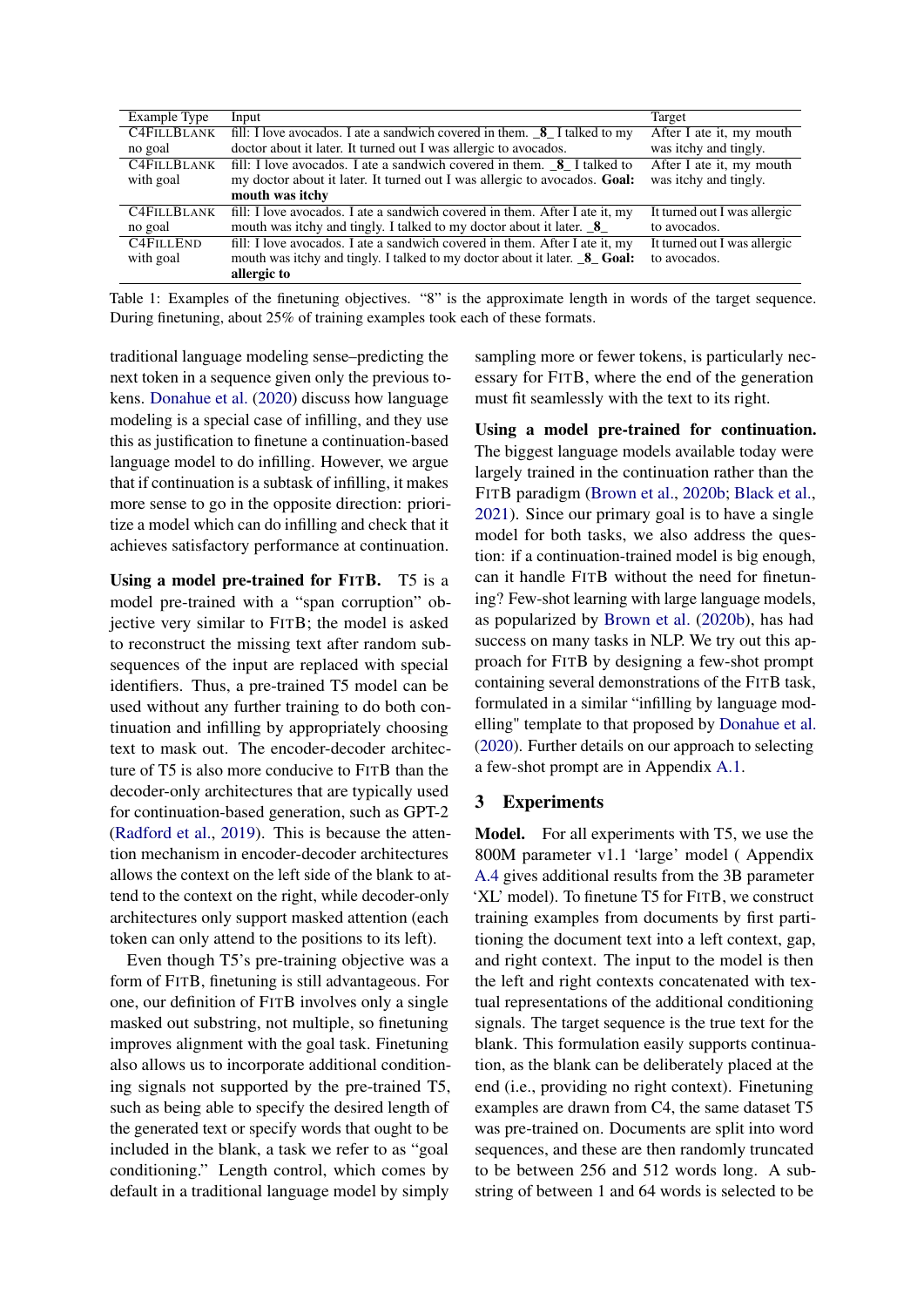| Example Type | Input | Target |
|---|---|---|
| C4FILLBLANK no goal | fill: I love avocados. I ate a sandwich covered in them. _8_ I talked to my doctor about it later. It turned out I was allergic to avocados. | After I ate it, my mouth was itchy and tingly. |
| C4FILLBLANK with goal | fill: I love avocados. I ate a sandwich covered in them. _8_ I talked to my doctor about it later. It turned out I was allergic to avocados. **Goal: mouth was itchy** | After I ate it, my mouth was itchy and tingly. |
| C4FILLBLANK no goal | fill: I love avocados. I ate a sandwich covered in them. After I ate it, my mouth was itchy and tingly. I talked to my doctor about it later. _8_ | It turned out I was allergic to avocados. |
| C4FILLEND with goal | fill: I love avocados. I ate a sandwich covered in them. After I ate it, my mouth was itchy and tingly. I talked to my doctor about it later. _8_ **Goal: allergic to** | It turned out I was allergic to avocados. |

Table 1: Examples of the finetuning objectives. "8" is the approximate length in words of the target sequence. During finetuning, about 25% of training examples took each of these formats.

traditional language modeling sense–predicting the next token in a sequence given only the previous tokens. Donahue et al. (2020) discuss how language modeling is a special case of infilling, and they use this as justification to finetune a continuation-based language model to do infilling. However, we argue that if continuation is a subtask of infilling, it makes more sense to go in the opposite direction: prioritize a model which can do infilling and check that it achieves satisfactory performance at continuation.

**Using a model pre-trained for FITB.** T5 is a model pre-trained with a "span corruption" objective very similar to FITB; the model is asked to reconstruct the missing text after random subsequences of the input are replaced with special identifiers. Thus, a pre-trained T5 model can be used without any further training to do both continuation and infilling by appropriately choosing text to mask out. The encoder-decoder architecture of T5 is also more conducive to FITB than the decoder-only architectures that are typically used for continuation-based generation, such as GPT-2 (Radford et al., 2019). This is because the attention mechanism in encoder-decoder architectures allows the context on the left side of the blank to attend to the context on the right, while decoder-only architectures only support masked attention (each token can only attend to the positions to its left).

Even though T5's pre-training objective was a form of FITB, finetuning is still advantageous. For one, our definition of FITB involves only a single masked out substring, not multiple, so finetuning improves alignment with the goal task. Finetuning also allows us to incorporate additional conditioning signals not supported by the pre-trained T5, such as being able to specify the desired length of the generated text or specify words that ought to be included in the blank, a task we refer to as "goal conditioning." Length control, which comes by default in a traditional language model by simply sampling more or fewer tokens, is particularly necessary for FITB, where the end of the generation must fit seamlessly with the text to its right.

**Using a model pre-trained for continuation.** The biggest language models available today were largely trained in the continuation rather than the FITB paradigm (Brown et al., 2020b; Black et al., 2021). Since our primary goal is to have a single model for both tasks, we also address the question: if a continuation-trained model is big enough, can it handle FITB without the need for finetuning? Few-shot learning with large language models, as popularized by Brown et al. (2020b), has had success on many tasks in NLP. We try out this approach for FITB by designing a few-shot prompt containing several demonstrations of the FITB task, formulated in a similar "infilling by language modelling" template to that proposed by Donahue et al. (2020). Further details on our approach to selecting a few-shot prompt are in Appendix A.1.

## 3 Experiments

**Model.** For all experiments with T5, we use the 800M parameter v1.1 'large' model ( Appendix A.4 gives additional results from the 3B parameter 'XL' model). To finetune T5 for FITB, we construct training examples from documents by first partitioning the document text into a left context, gap, and right context. The input to the model is then the left and right contexts concatenated with textual representations of the additional conditioning signals. The target sequence is the true text for the blank. This formulation easily supports continuation, as the blank can be deliberately placed at the end (i.e., providing no right context). Finetuning examples are drawn from C4, the same dataset T5 was pre-trained on. Documents are split into word sequences, and these are then randomly truncated to be between 256 and 512 words long. A substring of between 1 and 64 words is selected to be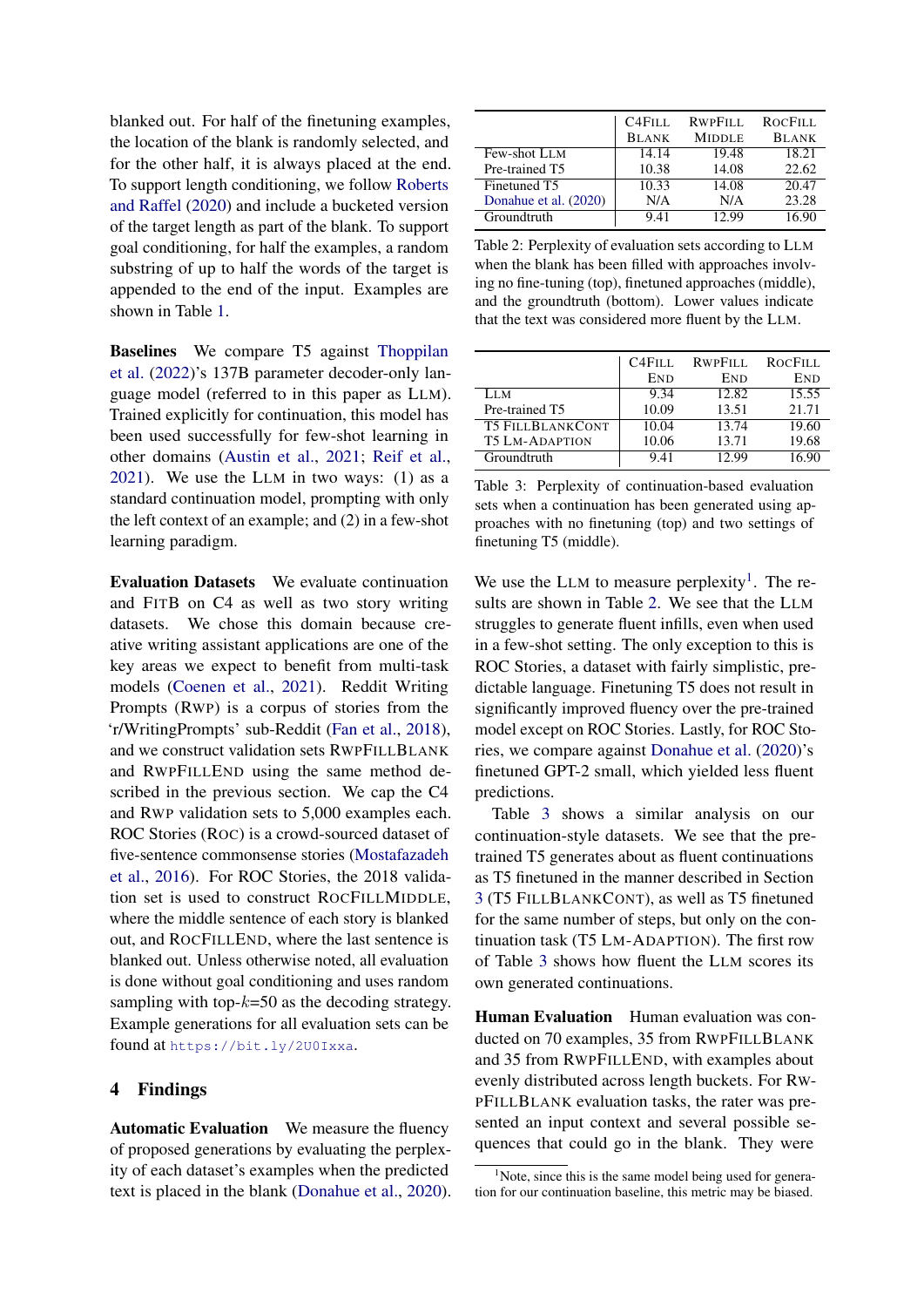blanked out. For half of the finetuning examples, the location of the blank is randomly selected, and for the other half, it is always placed at the end. To support length conditioning, we follow Roberts and Raffel (2020) and include a bucketed version of the target length as part of the blank. To support goal conditioning, for half the examples, a random substring of up to half the words of the target is appended to the end of the input. Examples are shown in Table 1.

**Baselines** We compare T5 against Thoppilan et al. (2022)'s 137B parameter decoder-only language model (referred to in this paper as LLM). Trained explicitly for continuation, this model has been used successfully for few-shot learning in other domains (Austin et al., 2021; Reif et al., 2021). We use the LLM in two ways: (1) as a standard continuation model, prompting with only the left context of an example; and (2) in a few-shot learning paradigm.

**Evaluation Datasets** We evaluate continuation and FITB on C4 as well as two story writing datasets. We chose this domain because creative writing assistant applications are one of the key areas we expect to benefit from multi-task models (Coenen et al., 2021). Reddit Writing Prompts (RWP) is a corpus of stories from the 'r/WritingPrompts' sub-Reddit (Fan et al., 2018), and we construct validation sets RWPFILLBLANK and RWPFILLEND using the same method described in the previous section. We cap the C4 and RWP validation sets to 5,000 examples each. ROC Stories (ROC) is a crowd-sourced dataset of five-sentence commonsense stories (Mostafazadeh et al., 2016). For ROC Stories, the 2018 validation set is used to construct ROCFILLMIDDLE, where the middle sentence of each story is blanked out, and ROCFILLEND, where the last sentence is blanked out. Unless otherwise noted, all evaluation is done without goal conditioning and uses random sampling with top-$k$=50 as the decoding strategy. Example generations for all evaluation sets can be found at https://bit.ly/2U0Ixxa.

## 4 Findings

**Automatic Evaluation** We measure the fluency of proposed generations by evaluating the perplexity of each dataset's examples when the predicted text is placed in the blank (Donahue et al., 2020).

| | C4FILL BLANK | RWPFILL MIDDLE | ROCFILL BLANK |
|---|---|---|---|
| Few-shot LLM | 14.14 | 19.48 | 18.21 |
| Pre-trained T5 | 10.38 | 14.08 | 22.62 |
| Finetuned T5 | 10.33 | 14.08 | 20.47 |
| Donahue et al. (2020) | N/A | N/A | 23.28 |
| Groundtruth | 9.41 | 12.99 | 16.90 |

Table 2: Perplexity of evaluation sets according to LLM when the blank has been filled with approaches involving no fine-tuning (top), finetuned approaches (middle), and the groundtruth (bottom). Lower values indicate that the text was considered more fluent by the LLM.

| | C4FILL END | RWPFILL END | ROCFILL END |
|---|---|---|---|
| LLM | 9.34 | 12.82 | 15.55 |
| Pre-trained T5 | 10.09 | 13.51 | 21.71 |
| T5 FILLBLANKCONT | 10.04 | 13.74 | 19.60 |
| T5 LM-ADAPTION | 10.06 | 13.71 | 19.68 |
| Groundtruth | 9.41 | 12.99 | 16.90 |

Table 3: Perplexity of continuation-based evaluation sets when a continuation has been generated using approaches with no finetuning (top) and two settings of finetuning T5 (middle).

We use the LLM to measure perplexity[1]. The results are shown in Table 2. We see that the LLM struggles to generate fluent infills, even when used in a few-shot setting. The only exception to this is ROC Stories, a dataset with fairly simplistic, predictable language. Finetuning T5 does not result in significantly improved fluency over the pre-trained model except on ROC Stories. Lastly, for ROC Stories, we compare against Donahue et al. (2020)'s finetuned GPT-2 small, which yielded less fluent predictions.

Table 3 shows a similar analysis on our continuation-style datasets. We see that the pre-trained T5 generates about as fluent continuations as T5 finetuned in the manner described in Section 3 (T5 FILLBLANKCONT), as well as T5 finetuned for the same number of steps, but only on the continuation task (T5 LM-ADAPTION). The first row of Table 3 shows how fluent the LLM scores its own generated continuations.

**Human Evaluation** Human evaluation was conducted on 70 examples, 35 from RWPFILLBLANK and 35 from RWPFILLEND, with examples about evenly distributed across length buckets. For RWPFILLBLANK evaluation tasks, the rater was presented an input context and several possible sequences that could go in the blank. They were

[1] Note, since this is the same model being used for generation for our continuation baseline, this metric may be biased.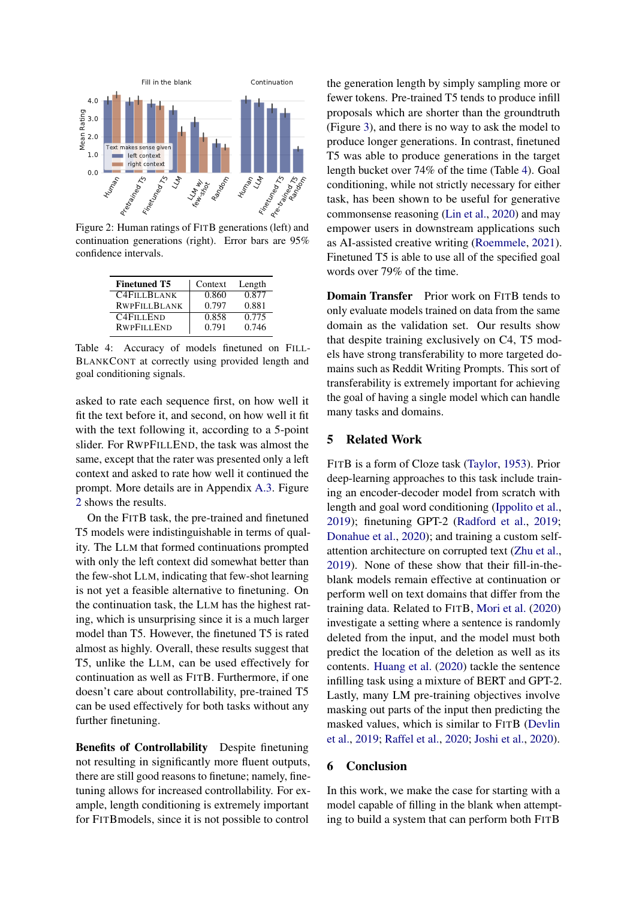Figure 2: Human ratings of FITB generations (left) and continuation generations (right). Error bars are 95% confidence intervals.

| Finetuned T5 | Context | Length |
|---|---|---|
| C4FILLBLANK | 0.860 | 0.877 |
| RWPFILLBLANK | 0.797 | 0.881 |
| C4FILLEND | 0.858 | 0.775 |
| RWPFILLEND | 0.791 | 0.746 |

Table 4: Accuracy of models finetuned on FILLBLANKCONT at correctly using provided length and goal conditioning signals.

asked to rate each sequence first, on how well it fit the text before it, and second, on how well it fit with the text following it, according to a 5-point slider. For RWPFILLEND, the task was almost the same, except that the rater was presented only a left context and asked to rate how well it continued the prompt. More details are in Appendix A.3. Figure 2 shows the results.

On the FITB task, the pre-trained and finetuned T5 models were indistinguishable in terms of quality. The LLM that formed continuations prompted with only the left context did somewhat better than the few-shot LLM, indicating that few-shot learning is not yet a feasible alternative to finetuning. On the continuation task, the LLM has the highest rating, which is unsurprising since it is a much larger model than T5. However, the finetuned T5 is rated almost as highly. Overall, these results suggest that T5, unlike the LLM, can be used effectively for continuation as well as FITB. Furthermore, if one doesn't care about controllability, pre-trained T5 can be used effectively for both tasks without any further finetuning.

**Benefits of Controllability** Despite finetuning not resulting in significantly more fluent outputs, there are still good reasons to finetune; namely, finetuning allows for increased controllability. For example, length conditioning is extremely important for FITBmodels, since it is not possible to control the generation length by simply sampling more or fewer tokens. Pre-trained T5 tends to produce infill proposals which are shorter than the groundtruth (Figure 3), and there is no way to ask the model to produce longer generations. In contrast, finetuned T5 was able to produce generations in the target length bucket over 74% of the time (Table 4). Goal conditioning, while not strictly necessary for either task, has been shown to be useful for generative commonsense reasoning (Lin et al., 2020) and may empower users in downstream applications such as AI-assisted creative writing (Roemmele, 2021). Finetuned T5 is able to use all of the specified goal words over 79% of the time.

**Domain Transfer** Prior work on FITB tends to only evaluate models trained on data from the same domain as the validation set. Our results show that despite training exclusively on C4, T5 models have strong transferability to more targeted domains such as Reddit Writing Prompts. This sort of transferability is extremely important for achieving the goal of having a single model which can handle many tasks and domains.

## 5 Related Work

FITB is a form of Cloze task (Taylor, 1953). Prior deep-learning approaches to this task include training an encoder-decoder model from scratch with length and goal word conditioning (Ippolito et al., 2019); finetuning GPT-2 (Radford et al., 2019; Donahue et al., 2020); and training a custom self-attention architecture on corrupted text (Zhu et al., 2019). None of these show that their fill-in-the-blank models remain effective at continuation or perform well on text domains that differ from the training data. Related to FITB, Mori et al. (2020) investigate a setting where a sentence is randomly deleted from the input, and the model must both predict the location of the deletion as well as its contents. Huang et al. (2020) tackle the sentence infilling task using a mixture of BERT and GPT-2. Lastly, many LM pre-training objectives involve masking out parts of the input then predicting the masked values, which is similar to FITB (Devlin et al., 2019; Raffel et al., 2020; Joshi et al., 2020).

## 6 Conclusion

In this work, we make the case for starting with a model capable of filling in the blank when attempting to build a system that can perform both FITB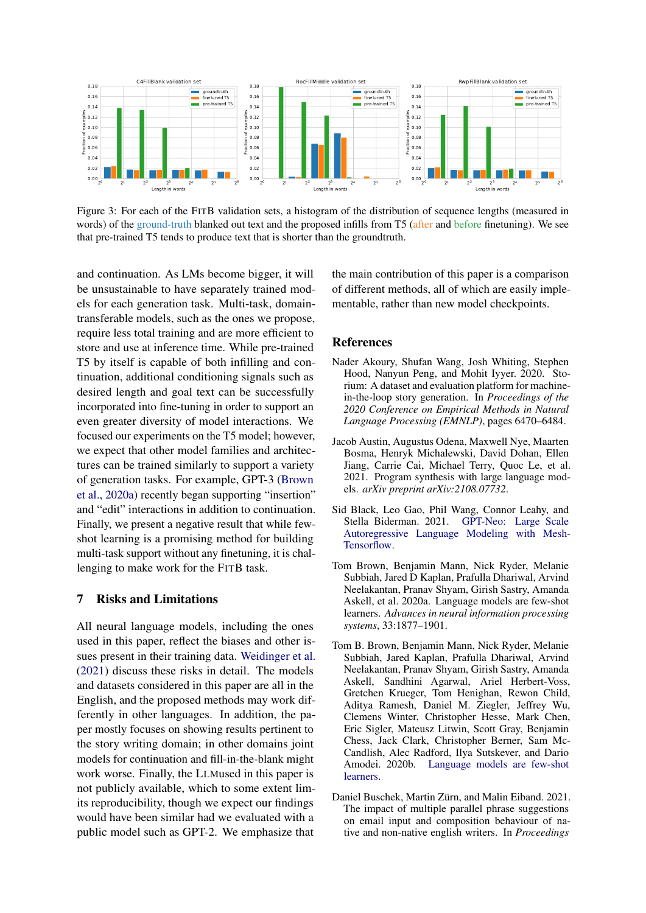Figure 3: For each of the FITB validation sets, a histogram of the distribution of sequence lengths (measured in words) of the ground-truth blanked out text and the proposed infills from T5 (after and before finetuning). We see that pre-trained T5 tends to produce text that is shorter than the groundtruth.

and continuation. As LMs become bigger, it will be unsustainable to have separately trained models for each generation task. Multi-task, domain-transferable models, such as the ones we propose, require less total training and are more efficient to store and use at inference time. While pre-trained T5 by itself is capable of both infilling and continuation, additional conditioning signals such as desired length and goal text can be successfully incorporated into fine-tuning in order to support an even greater diversity of model interactions. We focused our experiments on the T5 model; however, we expect that other model families and architectures can be trained similarly to support a variety of generation tasks. For example, GPT-3 (Brown et al., 2020a) recently began supporting "insertion" and "edit" interactions in addition to continuation. Finally, we present a negative result that while few-shot learning is a promising method for building multi-task support without any finetuning, it is challenging to make work for the FITB task.

## 7 Risks and Limitations

All neural language models, including the ones used in this paper, reflect the biases and other issues present in their training data. Weidinger et al. (2021) discuss these risks in detail. The models and datasets considered in this paper are all in the English, and the proposed methods may work differently in other languages. In addition, the paper mostly focuses on showing results pertinent to the story writing domain; in other domains joint models for continuation and fill-in-the-blank might work worse. Finally, the LLMused in this paper is not publicly available, which to some extent limits its reproducibility, though we expect our findings would have been similar had we evaluated with a public model such as GPT-2. We emphasize that the main contribution of this paper is a comparison of different methods, all of which are easily implementable, rather than new model checkpoints.

## References

Nader Akoury, Shufan Wang, Josh Whiting, Stephen Hood, Nanyun Peng, and Mohit Iyyer. 2020. Storium: A dataset and evaluation platform for machine-in-the-loop story generation. In *Proceedings of the 2020 Conference on Empirical Methods in Natural Language Processing (EMNLP)*, pages 6470–6484.

Jacob Austin, Augustus Odena, Maxwell Nye, Maarten Bosma, Henryk Michalewski, David Dohan, Ellen Jiang, Carrie Cai, Michael Terry, Quoc Le, et al. 2021. Program synthesis with large language models. *arXiv preprint arXiv:2108.07732*.

Sid Black, Leo Gao, Phil Wang, Connor Leahy, and Stella Biderman. 2021. GPT-Neo: Large Scale Autoregressive Language Modeling with Mesh-Tensorflow.

Tom Brown, Benjamin Mann, Nick Ryder, Melanie Subbiah, Jared D Kaplan, Prafulla Dhariwal, Arvind Neelakantan, Pranav Shyam, Girish Sastry, Amanda Askell, et al. 2020a. Language models are few-shot learners. *Advances in neural information processing systems*, 33:1877–1901.

Tom B. Brown, Benjamin Mann, Nick Ryder, Melanie Subbiah, Jared Kaplan, Prafulla Dhariwal, Arvind Neelakantan, Pranav Shyam, Girish Sastry, Amanda Askell, Sandhini Agarwal, Ariel Herbert-Voss, Gretchen Krueger, Tom Henighan, Rewon Child, Aditya Ramesh, Daniel M. Ziegler, Jeffrey Wu, Clemens Winter, Christopher Hesse, Mark Chen, Eric Sigler, Mateusz Litwin, Scott Gray, Benjamin Chess, Jack Clark, Christopher Berner, Sam McCandlish, Alec Radford, Ilya Sutskever, and Dario Amodei. 2020b. Language models are few-shot learners.

Daniel Buschek, Martin Zürn, and Malin Eiband. 2021. The impact of multiple parallel phrase suggestions on email input and composition behaviour of native and non-native english writers. In *Proceedings*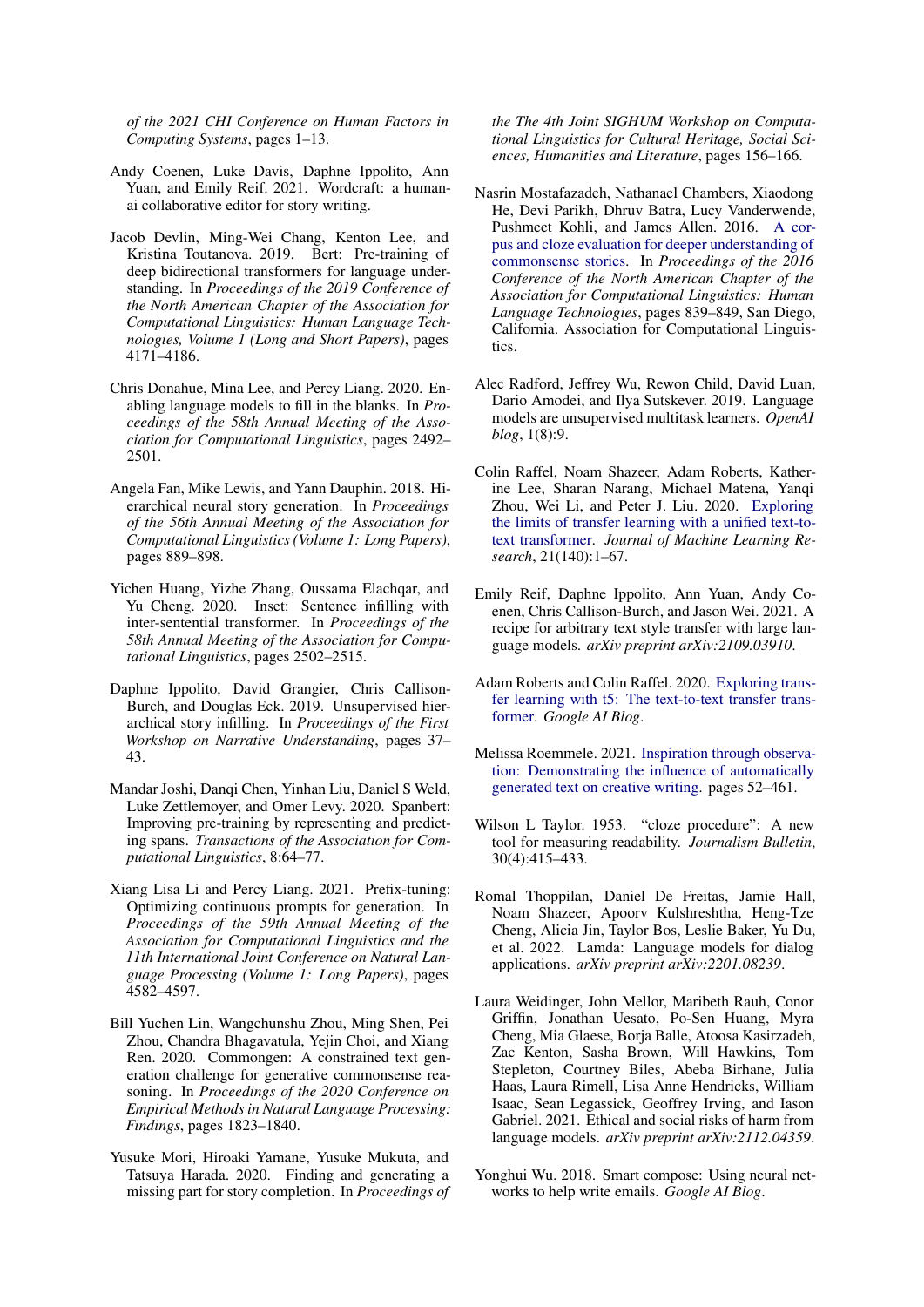of the 2021 CHI Conference on Human Factors in Computing Systems*, pages 1–13.

Andy Coenen, Luke Davis, Daphne Ippolito, Ann Yuan, and Emily Reif. 2021. Wordcraft: a human-ai collaborative editor for story writing.

Jacob Devlin, Ming-Wei Chang, Kenton Lee, and Kristina Toutanova. 2019. Bert: Pre-training of deep bidirectional transformers for language understanding. In *Proceedings of the 2019 Conference of the North American Chapter of the Association for Computational Linguistics: Human Language Technologies, Volume 1 (Long and Short Papers)*, pages 4171–4186.

Chris Donahue, Mina Lee, and Percy Liang. 2020. Enabling language models to fill in the blanks. In *Proceedings of the 58th Annual Meeting of the Association for Computational Linguistics*, pages 2492–2501.

Angela Fan, Mike Lewis, and Yann Dauphin. 2018. Hierarchical neural story generation. In *Proceedings of the 56th Annual Meeting of the Association for Computational Linguistics (Volume 1: Long Papers)*, pages 889–898.

Yichen Huang, Yizhe Zhang, Oussama Elachqar, and Yu Cheng. 2020. Inset: Sentence infilling with inter-sentential transformer. In *Proceedings of the 58th Annual Meeting of the Association for Computational Linguistics*, pages 2502–2515.

Daphne Ippolito, David Grangier, Chris Callison-Burch, and Douglas Eck. 2019. Unsupervised hierarchical story infilling. In *Proceedings of the First Workshop on Narrative Understanding*, pages 37–43.

Mandar Joshi, Danqi Chen, Yinhan Liu, Daniel S Weld, Luke Zettlemoyer, and Omer Levy. 2020. Spanbert: Improving pre-training by representing and predicting spans. *Transactions of the Association for Computational Linguistics*, 8:64–77.

Xiang Lisa Li and Percy Liang. 2021. Prefix-tuning: Optimizing continuous prompts for generation. In *Proceedings of the 59th Annual Meeting of the Association for Computational Linguistics and the 11th International Joint Conference on Natural Language Processing (Volume 1: Long Papers)*, pages 4582–4597.

Bill Yuchen Lin, Wangchunshu Zhou, Ming Shen, Pei Zhou, Chandra Bhagavatula, Yejin Choi, and Xiang Ren. 2020. Commongen: A constrained text generation challenge for generative commonsense reasoning. In *Proceedings of the 2020 Conference on Empirical Methods in Natural Language Processing: Findings*, pages 1823–1840.

Yusuke Mori, Hiroaki Yamane, Yusuke Mukuta, and Tatsuya Harada. 2020. Finding and generating a missing part for story completion. In *Proceedings of the The 4th Joint SIGHUM Workshop on Computational Linguistics for Cultural Heritage, Social Sciences, Humanities and Literature*, pages 156–166.

Nasrin Mostafazadeh, Nathanael Chambers, Xiaodong He, Devi Parikh, Dhruv Batra, Lucy Vanderwende, Pushmeet Kohli, and James Allen. 2016. A corpus and cloze evaluation for deeper understanding of commonsense stories. In *Proceedings of the 2016 Conference of the North American Chapter of the Association for Computational Linguistics: Human Language Technologies*, pages 839–849, San Diego, California. Association for Computational Linguistics.

Alec Radford, Jeffrey Wu, Rewon Child, David Luan, Dario Amodei, and Ilya Sutskever. 2019. Language models are unsupervised multitask learners. *OpenAI blog*, 1(8):9.

Colin Raffel, Noam Shazeer, Adam Roberts, Katherine Lee, Sharan Narang, Michael Matena, Yanqi Zhou, Wei Li, and Peter J. Liu. 2020. Exploring the limits of transfer learning with a unified text-to-text transformer. *Journal of Machine Learning Research*, 21(140):1–67.

Emily Reif, Daphne Ippolito, Ann Yuan, Andy Coenen, Chris Callison-Burch, and Jason Wei. 2021. A recipe for arbitrary text style transfer with large language models. *arXiv preprint arXiv:2109.03910*.

Adam Roberts and Colin Raffel. 2020. Exploring transfer learning with t5: The text-to-text transfer transformer. *Google AI Blog*.

Melissa Roemmele. 2021. Inspiration through observation: Demonstrating the influence of automatically generated text on creative writing. pages 52–461.

Wilson L Taylor. 1953. "cloze procedure": A new tool for measuring readability. *Journalism Bulletin*, 30(4):415–433.

Romal Thoppilan, Daniel De Freitas, Jamie Hall, Noam Shazeer, Apoorv Kulshreshtha, Heng-Tze Cheng, Alicia Jin, Taylor Bos, Leslie Baker, Yu Du, et al. 2022. Lamda: Language models for dialog applications. *arXiv preprint arXiv:2201.08239*.

Laura Weidinger, John Mellor, Maribeth Rauh, Conor Griffin, Jonathan Uesato, Po-Sen Huang, Myra Cheng, Mia Glaese, Borja Balle, Atoosa Kasirzadeh, Zac Kenton, Sasha Brown, Will Hawkins, Tom Stepleton, Courtney Biles, Abeba Birhane, Julia Haas, Laura Rimell, Lisa Anne Hendricks, William Isaac, Sean Legassick, Geoffrey Irving, and Iason Gabriel. 2021. Ethical and social risks of harm from language models. *arXiv preprint arXiv:2112.04359*.

Yonghui Wu. 2018. Smart compose: Using neural networks to help write emails. *Google AI Blog*.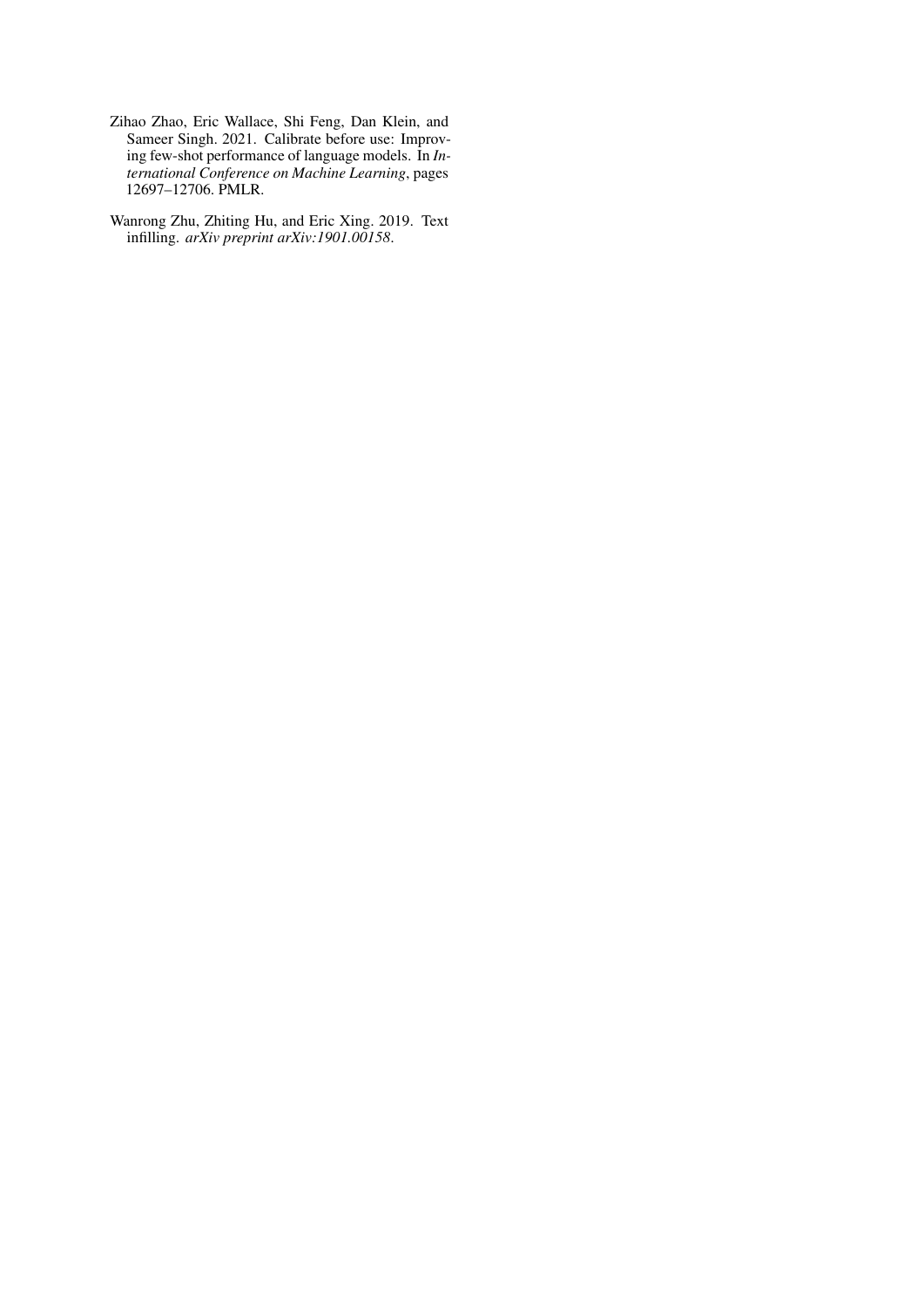Zihao Zhao, Eric Wallace, Shi Feng, Dan Klein, and Sameer Singh. 2021. Calibrate before use: Improving few-shot performance of language models. In *International Conference on Machine Learning*, pages 12697–12706. PMLR.

Wanrong Zhu, Zhiting Hu, and Eric Xing. 2019. Text infilling. *arXiv preprint arXiv:1901.00158*.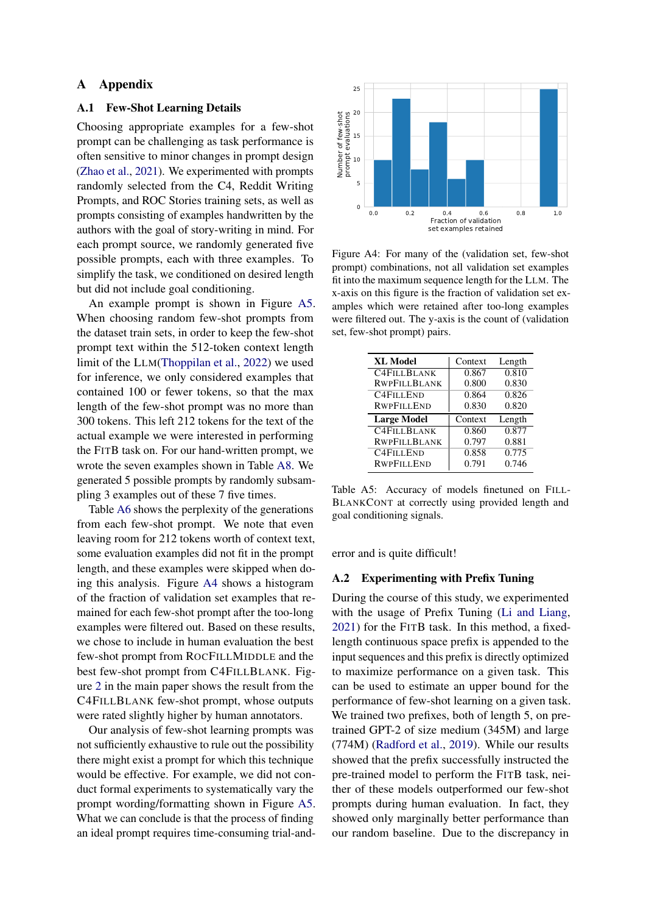# A Appendix

## A.1 Few-Shot Learning Details

Choosing appropriate examples for a few-shot prompt can be challenging as task performance is often sensitive to minor changes in prompt design (Zhao et al., 2021). We experimented with prompts randomly selected from the C4, Reddit Writing Prompts, and ROC Stories training sets, as well as prompts consisting of examples handwritten by the authors with the goal of story-writing in mind. For each prompt source, we randomly generated five possible prompts, each with three examples. To simplify the task, we conditioned on desired length but did not include goal conditioning.

An example prompt is shown in Figure A5. When choosing random few-shot prompts from the dataset train sets, in order to keep the few-shot prompt text within the 512-token context length limit of the LLM(Thoppilan et al., 2022) we used for inference, we only considered examples that contained 100 or fewer tokens, so that the max length of the few-shot prompt was no more than 300 tokens. This left 212 tokens for the text of the actual example we were interested in performing the FITB task on. For our hand-written prompt, we wrote the seven examples shown in Table A8. We generated 5 possible prompts by randomly subsampling 3 examples out of these 7 five times.

Table A6 shows the perplexity of the generations from each few-shot prompt. We note that even leaving room for 212 tokens worth of context text, some evaluation examples did not fit in the prompt length, and these examples were skipped when doing this analysis. Figure A4 shows a histogram of the fraction of validation set examples that remained for each few-shot prompt after the too-long examples were filtered out. Based on these results, we chose to include in human evaluation the best few-shot prompt from ROCFILLMIDDLE and the best few-shot prompt from C4FILLBLANK. Figure 2 in the main paper shows the result from the C4FILLBLANK few-shot prompt, whose outputs were rated slightly higher by human annotators.

Our analysis of few-shot learning prompts was not sufficiently exhaustive to rule out the possibility there might exist a prompt for which this technique would be effective. For example, we did not conduct formal experiments to systematically vary the prompt wording/formatting shown in Figure A5. What we can conclude is that the process of finding an ideal prompt requires time-consuming trial-and-error and is quite difficult!

Figure A4: For many of the (validation set, few-shot prompt) combinations, not all validation set examples fit into the maximum sequence length for the LLM. The x-axis on this figure is the fraction of validation set examples which were retained after too-long examples were filtered out. The y-axis is the count of (validation set, few-shot prompt) pairs.

| XL Model | Context | Length |
|---|---|---|
| C4FILLBLANK | 0.867 | 0.810 |
| RWPFILLBLANK | 0.800 | 0.830 |
| C4FILLEND | 0.864 | 0.826 |
| RWPFILLEND | 0.830 | 0.820 |
| **Large Model** | **Context** | **Length** |
| C4FILLBLANK | 0.860 | 0.877 |
| RWPFILLBLANK | 0.797 | 0.881 |
| C4FILLEND | 0.858 | 0.775 |
| RWPFILLEND | 0.791 | 0.746 |

Table A5: Accuracy of models finetuned on FILLBLANKCONT at correctly using provided length and goal conditioning signals.

## A.2 Experimenting with Prefix Tuning

During the course of this study, we experimented with the usage of Prefix Tuning (Li and Liang, 2021) for the FITB task. In this method, a fixed-length continuous space prefix is appended to the input sequences and this prefix is directly optimized to maximize performance on a given task. This can be used to estimate an upper bound for the performance of few-shot learning on a given task. We trained two prefixes, both of length 5, on pre-trained GPT-2 of size medium (345M) and large (774M) (Radford et al., 2019). While our results showed that the prefix successfully instructed the pre-trained model to perform the FITB task, neither of these models outperformed our few-shot prompts during human evaluation. In fact, they showed only marginally better performance than our random baseline. Due to the discrepancy in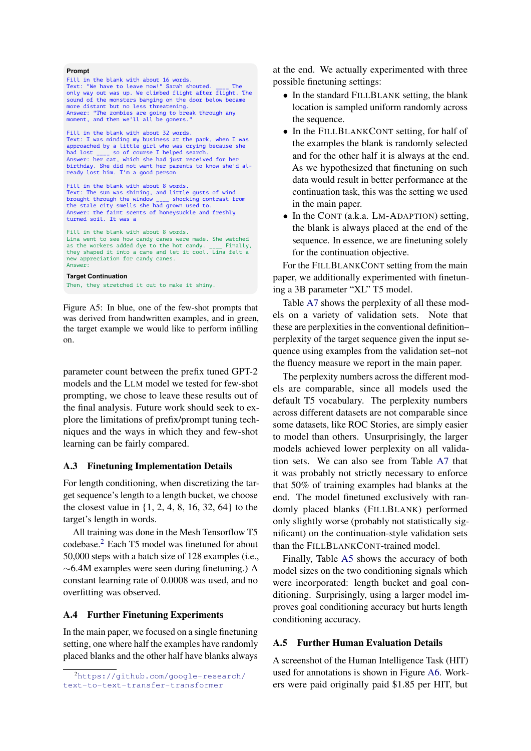**Prompt**

```
Fill in the blank with about 16 words.
Text: "We have to leave now!" Sarah shouted. ____ The
only way out was up. We climbed flight after flight. The
sound of the monsters banging on the door below became
more distant but no less threatening.
Answer: "The zombies are going to break through any
moment, and then we'll all be goners."

Fill in the blank with about 32 words.
Text: I was minding my business at the park, when I was
approached by a little girl who was crying because she
had lost ____ so of course I helped search.
Answer: her cat, which she had just received for her
birthday. She did not want her parents to know she'd al-
ready lost him. I'm a good person

Fill in the blank with about 8 words.
Text: The sun was shining, and little gusts of wind
brought through the window ____ shocking contrast from
the stale city smells she had grown used to.
Answer: the faint scents of honeysuckle and freshly
turned soil. It was a

Fill in the blank with about 8 words.
Lina went to see how candy canes were made. She watched
as the workers added dye to the hot candy. ____ Finally,
they shaped it into a cane and let it cool. Lina felt a
new appreciation for candy canes.
Answer:
```

**Target Continuation**

```
Then, they stretched it out to make it shiny.
```

Figure A5: In blue, one of the few-shot prompts that was derived from handwritten examples, and in green, the target example we would like to perform infilling on.

parameter count between the prefix tuned GPT-2 models and the LLM model we tested for few-shot prompting, we chose to leave these results out of the final analysis. Future work should seek to explore the limitations of prefix/prompt tuning techniques and the ways in which they and few-shot learning can be fairly compared.

## A.3 Finetuning Implementation Details

For length conditioning, when discretizing the target sequence's length to a length bucket, we choose the closest value in {1, 2, 4, 8, 16, 32, 64} to the target's length in words.

All training was done in the Mesh Tensorflow T5 codebase.[2] Each T5 model was finetuned for about 50,000 steps with a batch size of 128 examples (i.e., ~6.4M examples were seen during finetuning.) A constant learning rate of 0.0008 was used, and no overfitting was observed.

## A.4 Further Finetuning Experiments

In the main paper, we focused on a single finetuning setting, one where half the examples have randomly placed blanks and the other half have blanks always at the end. We actually experimented with three possible finetuning settings:

- In the standard FILLBLANK setting, the blank location is sampled uniform randomly across the sequence.
- In the FILLBLANKCONT setting, for half of the examples the blank is randomly selected and for the other half it is always at the end. As we hypothesized that finetuning on such data would result in better performance at the continuation task, this was the setting we used in the main paper.
- In the CONT (a.k.a. LM-ADAPTION) setting, the blank is always placed at the end of the sequence. In essence, we are finetuning solely for the continuation objective.

For the FILLBLANKCONT setting from the main paper, we additionally experimented with finetuning a 3B parameter "XL" T5 model.

Table A7 shows the perplexity of all these models on a variety of validation sets. Note that these are perplexities in the conventional definition–perplexity of the target sequence given the input sequence using examples from the validation set–not the fluency measure we report in the main paper.

The perplexity numbers across the different models are comparable, since all models used the default T5 vocabulary. The perplexity numbers across different datasets are not comparable since some datasets, like ROC Stories, are simply easier to model than others. Unsurprisingly, the larger models achieved lower perplexity on all validation sets. We can also see from Table A7 that it was probably not strictly necessary to enforce that 50% of training examples had blanks at the end. The model finetuned exclusively with randomly placed blanks (FILLBLANK) performed only slightly worse (probably not statistically significant) on the continuation-style validation sets than the FILLBLANKCONT-trained model.

Finally, Table A5 shows the accuracy of both model sizes on the two conditioning signals which were incorporated: length bucket and goal conditioning. Surprisingly, using a larger model improves goal conditioning accuracy but hurts length conditioning accuracy.

## A.5 Further Human Evaluation Details

A screenshot of the Human Intelligence Task (HIT) used for annotations is shown in Figure A6. Workers were paid originally paid $1.85 per HIT, but

[2] https://github.com/google-research/text-to-text-transfer-transformer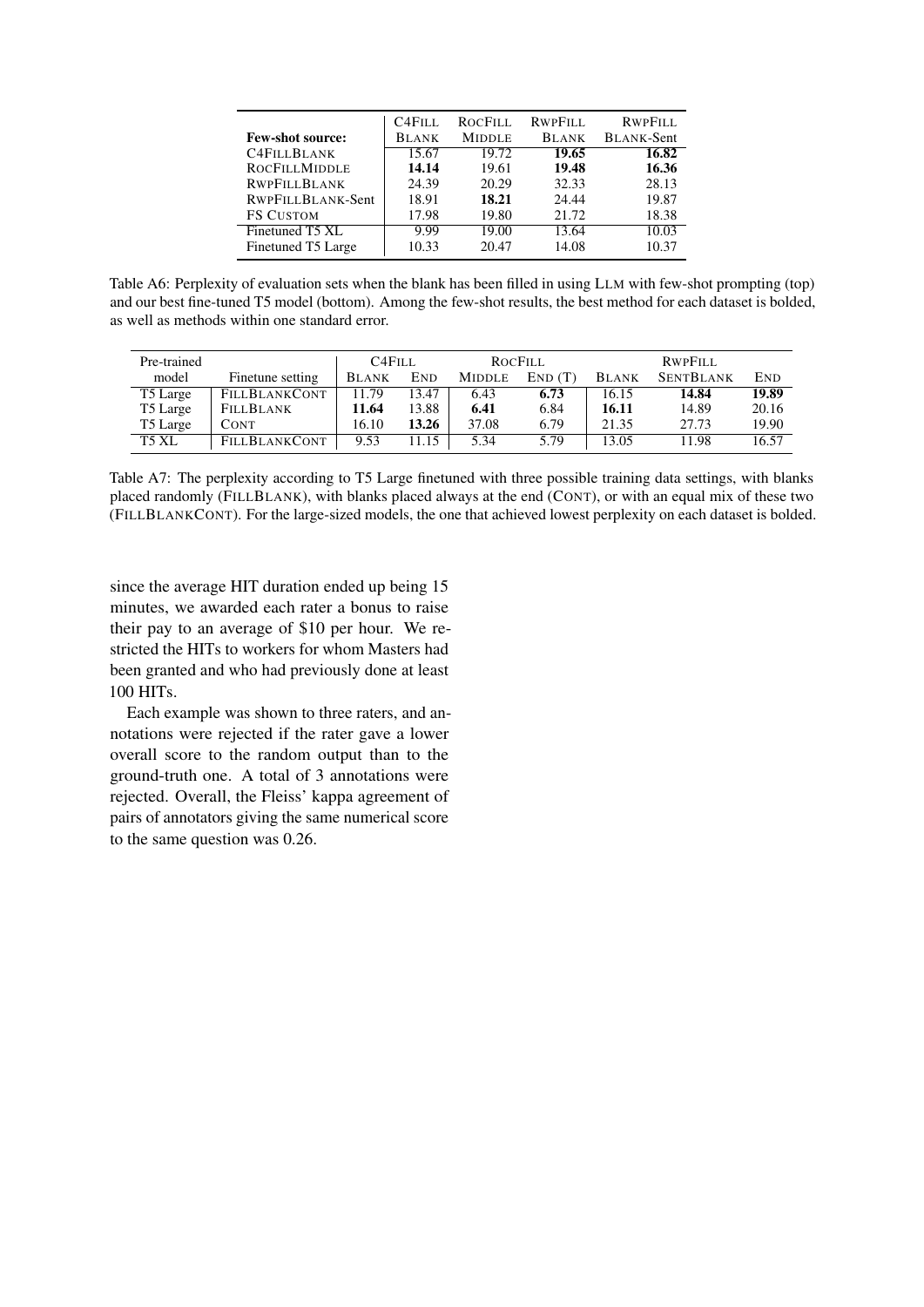| Few-shot source: | C4Fill Blank | RocFill Middle | RwpFill Blank | RwpFill Blank-Sent |
|---|---|---|---|---|
| C4FillBlank | 15.67 | 19.72 | **19.65** | **16.82** |
| RocFillMiddle | **14.14** | 19.61 | **19.48** | **16.36** |
| RwpFillBlank | 24.39 | 20.29 | 32.33 | 28.13 |
| RwpFillBlank-Sent | 18.91 | **18.21** | 24.44 | 19.87 |
| FS Custom | 17.98 | 19.80 | 21.72 | 18.38 |
| Finetuned T5 XL | 9.99 | 19.00 | 13.64 | 10.03 |
| Finetuned T5 Large | 10.33 | 20.47 | 14.08 | 10.37 |

Table A6: Perplexity of evaluation sets when the blank has been filled in using LLM with few-shot prompting (top) and our best fine-tuned T5 model (bottom). Among the few-shot results, the best method for each dataset is bolded, as well as methods within one standard error.

| Pre-trained model | Finetune setting | C4Fill Blank | C4Fill End | RocFill Middle | RocFill End (T) | RwpFill Blank | RwpFill SentBlank | RwpFill End |
|---|---|---|---|---|---|---|---|---|
| T5 Large | FillBlankCont | 11.79 | 13.47 | 6.43 | **6.73** | 16.15 | **14.84** | **19.89** |
| T5 Large | FillBlank | **11.64** | 13.88 | **6.41** | 6.84 | **16.11** | 14.89 | 20.16 |
| T5 Large | Cont | 16.10 | **13.26** | 37.08 | 6.79 | 21.35 | 27.73 | 19.90 |
| T5 XL | FillBlankCont | 9.53 | 11.15 | 5.34 | 5.79 | 13.05 | 11.98 | 16.57 |

Table A7: The perplexity according to T5 Large finetuned with three possible training data settings, with blanks placed randomly (FillBlank), with blanks placed always at the end (Cont), or with an equal mix of these two (FillBlankCont). For the large-sized models, the one that achieved lowest perplexity on each dataset is bolded.

since the average HIT duration ended up being 15 minutes, we awarded each rater a bonus to raise their pay to an average of $10 per hour. We restricted the HITs to workers for whom Masters had been granted and who had previously done at least 100 HITs.

Each example was shown to three raters, and annotations were rejected if the rater gave a lower overall score to the random output than to the ground-truth one. A total of 3 annotations were rejected. Overall, the Fleiss' kappa agreement of pairs of annotators giving the same numerical score to the same question was 0.26.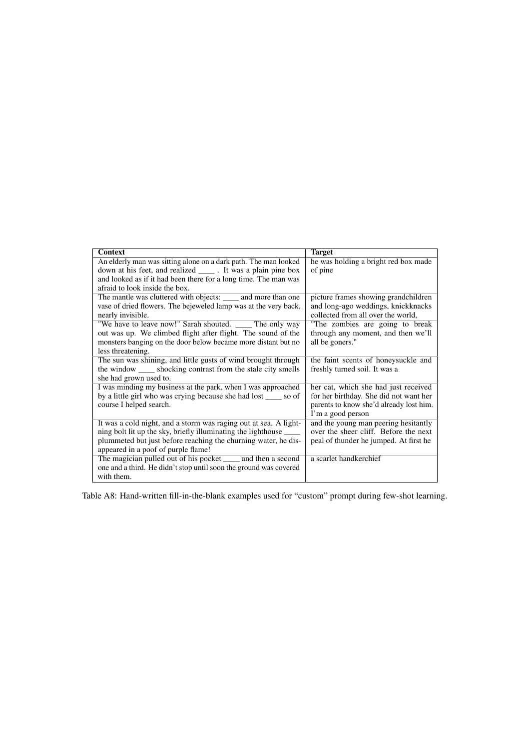| Context | Target |
|---|---|
| An elderly man was sitting alone on a dark path. The man looked down at his feet, and realized ____ . It was a plain pine box and looked as if it had been there for a long time. The man was afraid to look inside the box. | he was holding a bright red box made of pine |
| The mantle was cluttered with objects: ____ and more than one vase of dried flowers. The bejeweled lamp was at the very back, nearly invisible. | picture frames showing grandchildren and long-ago weddings, knickknacks collected from all over the world, |
| "We have to leave now!" Sarah shouted. ____ The only way out was up. We climbed flight after flight. The sound of the monsters banging on the door below became more distant but no less threatening. | "The zombies are going to break through any moment, and then we'll all be goners." |
| The sun was shining, and little gusts of wind brought through the window ____ shocking contrast from the stale city smells she had grown used to. | the faint scents of honeysuckle and freshly turned soil. It was a |
| I was minding my business at the park, when I was approached by a little girl who was crying because she had lost ____ so of course I helped search. | her cat, which she had just received for her birthday. She did not want her parents to know she'd already lost him. I'm a good person |
| It was a cold night, and a storm was raging out at sea. A lightning bolt lit up the sky, briefly illuminating the lighthouse ____ plummeted but just before reaching the churning water, he disappeared in a poof of purple flame! | and the young man peering hesitantly over the sheer cliff. Before the next peal of thunder he jumped. At first he |
| The magician pulled out of his pocket ____ and then a second one and a third. He didn't stop until soon the ground was covered with them. | a scarlet handkerchief |

Table A8: Hand-written fill-in-the-blank examples used for "custom" prompt during few-shot learning.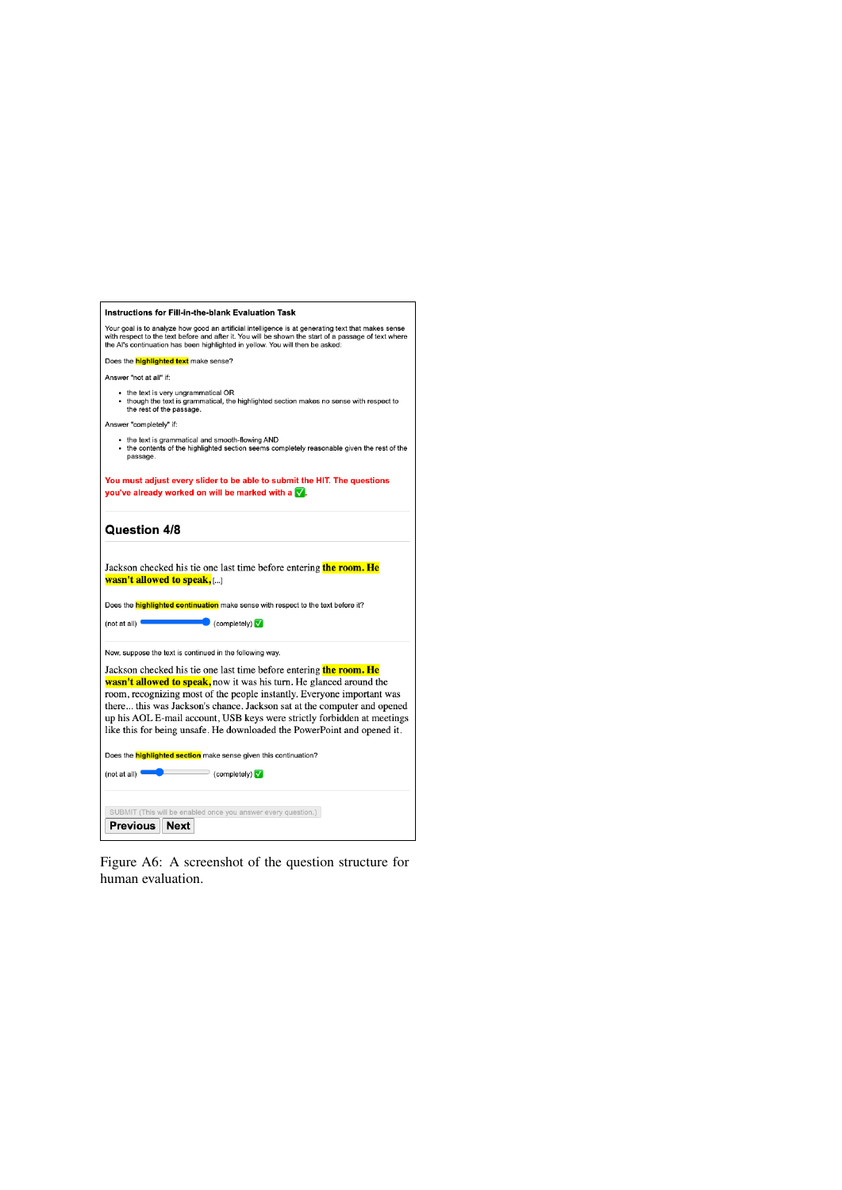**Instructions for Fill-in-the-blank Evaluation Task**

Your goal is to analyze how good an artificial intelligence is at generating text that makes sense with respect to the text before and after it. You will be shown the start of a passage of text where the AI's continuation has been highlighted in yellow. You will then be asked:

Does the **highlighted text** make sense?

Answer "not at all" if:

- the text is very ungrammatical OR
- though the text is grammatical, the highlighted section makes no sense with respect to the rest of the passage.

Answer "completely" if:

- the text is grammatical and smooth-flowing AND
- the contents of the highlighted section seems completely reasonable given the rest of the passage.

**You must adjust every slider to be able to submit the HIT. The questions you've already worked on will be marked with a ✅.**

## Question 4/8

Jackson checked his tie one last time before entering **the room. He wasn't allowed to speak,** [...]

Does the **highlighted continuation** make sense with respect to the text before it?

(not at all) (completely) ✅

Now, suppose the text is continued in the following way.

Jackson checked his tie one last time before entering **the room. He wasn't allowed to speak,** now it was his turn. He glanced around the room, recognizing most of the people instantly. Everyone important was there... this was Jackson's chance. Jackson sat at the computer and opened up his AOL E-mail account, USB keys were strictly forbidden at meetings like this for being unsafe. He downloaded the PowerPoint and opened it.

Does the **highlighted section** make sense given this continuation?

(not at all) (completely) ✅

SUBMIT (This will be enabled once you answer every question.)

Previous Next

Figure A6: A screenshot of the question structure for human evaluation.